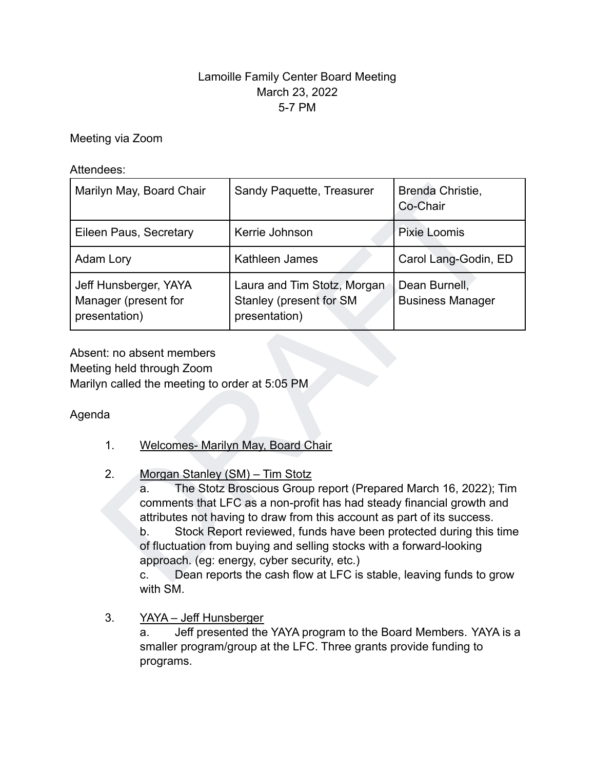# Lamoille Family Center Board Meeting
March 23, 2022
5-7 PM

Meeting via Zoom

Attendees:

| Marilyn May, Board Chair | Sandy Paquette, Treasurer | Brenda Christie, Co-Chair |
|---|---|---|
| Eileen Paus, Secretary | Kerrie Johnson | Pixie Loomis |
| Adam Lory | Kathleen James | Carol Lang-Godin, ED |
| Jeff Hunsberger, YAYA Manager (present for presentation) | Laura and Tim Stotz, Morgan Stanley (present for SM presentation) | Dean Burnell, Business Manager |

Absent: no absent members
Meeting held through Zoom
Marilyn called the meeting to order at 5:05 PM

Agenda

1. Welcomes- Marilyn May, Board Chair

2. Morgan Stanley (SM) – Tim Stotz
   a. The Stotz Broscious Group report (Prepared March 16, 2022); Tim comments that LFC as a non-profit has had steady financial growth and attributes not having to draw from this account as part of its success.
   b. Stock Report reviewed, funds have been protected during this time of fluctuation from buying and selling stocks with a forward-looking approach. (eg: energy, cyber security, etc.)
   c. Dean reports the cash flow at LFC is stable, leaving funds to grow with SM.

3. YAYA – Jeff Hunsberger
   a. Jeff presented the YAYA program to the Board Members. YAYA is a smaller program/group at the LFC. Three grants provide funding to programs.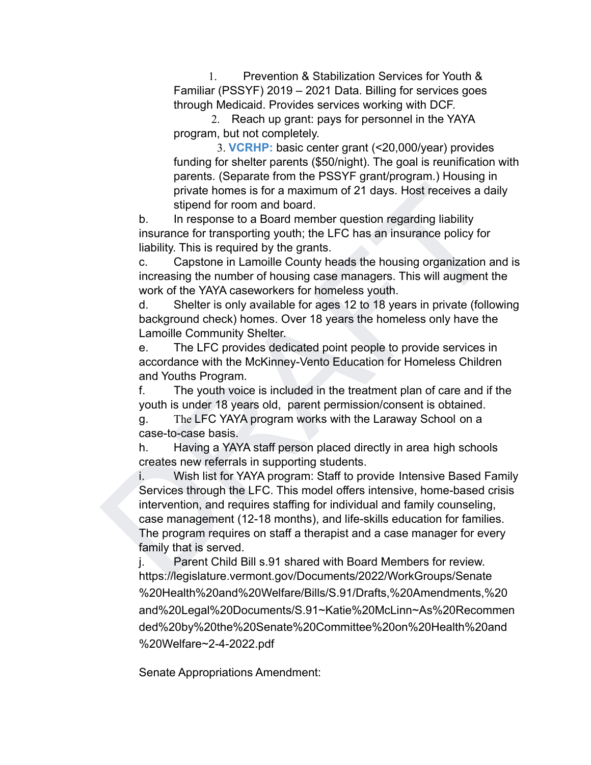1. Prevention & Stabilization Services for Youth & Familiar (PSSYF) 2019 – 2021 Data. Billing for services goes through Medicaid. Provides services working with DCF.
2. Reach up grant: pays for personnel in the YAYA program, but not completely.
3. **VCRHP:** basic center grant (<20,000/year) provides funding for shelter parents ($50/night). The goal is reunification with parents. (Separate from the PSSYF grant/program.) Housing in private homes is for a maximum of 21 days. Host receives a daily stipend for room and board.

b. In response to a Board member question regarding liability insurance for transporting youth; the LFC has an insurance policy for liability. This is required by the grants.

c. Capstone in Lamoille County heads the housing organization and is increasing the number of housing case managers. This will augment the work of the YAYA caseworkers for homeless youth.

d. Shelter is only available for ages 12 to 18 years in private (following background check) homes. Over 18 years the homeless only have the Lamoille Community Shelter.

e. The LFC provides dedicated point people to provide services in accordance with the McKinney-Vento Education for Homeless Children and Youths Program.

f. The youth voice is included in the treatment plan of care and if the youth is under 18 years old, parent permission/consent is obtained.

g. The LFC YAYA program works with the Laraway School on a case-to-case basis.

h. Having a YAYA staff person placed directly in area high schools creates new referrals in supporting students.

i. Wish list for YAYA program: Staff to provide Intensive Based Family Services through the LFC. This model offers intensive, home-based crisis intervention, and requires staffing for individual and family counseling, case management (12-18 months), and life-skills education for families. The program requires on staff a therapist and a case manager for every family that is served.

j. Parent Child Bill s.91 shared with Board Members for review. https://legislature.vermont.gov/Documents/2022/WorkGroups/Senate%20Health%20and%20Welfare/Bills/S.91/Drafts,%20Amendments,%20and%20Legal%20Documents/S.91~Katie%20McLinn~As%20Recommended%20by%20the%20Senate%20Committee%20on%20Health%20and%20Welfare~2-4-2022.pdf

Senate Appropriations Amendment: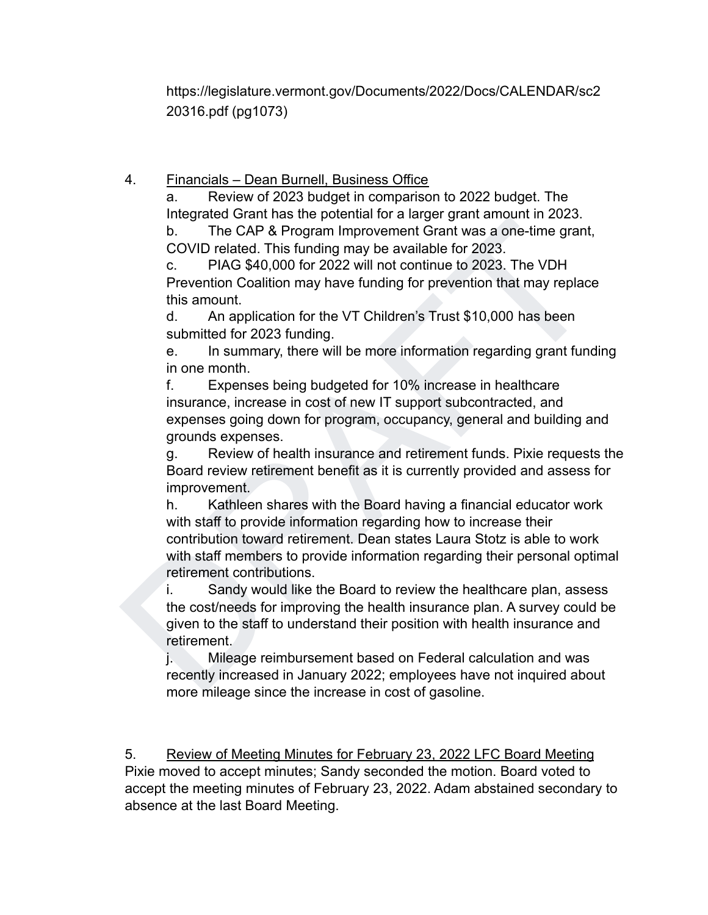https://legislature.vermont.gov/Documents/2022/Docs/CALENDAR/sc220316.pdf (pg1073)

4. Financials – Dean Burnell, Business Office

a. Review of 2023 budget in comparison to 2022 budget. The Integrated Grant has the potential for a larger grant amount in 2023.

b. The CAP & Program Improvement Grant was a one-time grant, COVID related. This funding may be available for 2023.

c. PIAG $40,000 for 2022 will not continue to 2023. The VDH Prevention Coalition may have funding for prevention that may replace this amount.

d. An application for the VT Children's Trust $10,000 has been submitted for 2023 funding.

e. In summary, there will be more information regarding grant funding in one month.

f. Expenses being budgeted for 10% increase in healthcare insurance, increase in cost of new IT support subcontracted, and expenses going down for program, occupancy, general and building and grounds expenses.

g. Review of health insurance and retirement funds. Pixie requests the Board review retirement benefit as it is currently provided and assess for improvement.

h. Kathleen shares with the Board having a financial educator work with staff to provide information regarding how to increase their contribution toward retirement. Dean states Laura Stotz is able to work with staff members to provide information regarding their personal optimal retirement contributions.

i. Sandy would like the Board to review the healthcare plan, assess the cost/needs for improving the health insurance plan. A survey could be given to the staff to understand their position with health insurance and retirement.

j. Mileage reimbursement based on Federal calculation and was recently increased in January 2022; employees have not inquired about more mileage since the increase in cost of gasoline.

5. Review of Meeting Minutes for February 23, 2022 LFC Board Meeting

Pixie moved to accept minutes; Sandy seconded the motion. Board voted to accept the meeting minutes of February 23, 2022. Adam abstained secondary to absence at the last Board Meeting.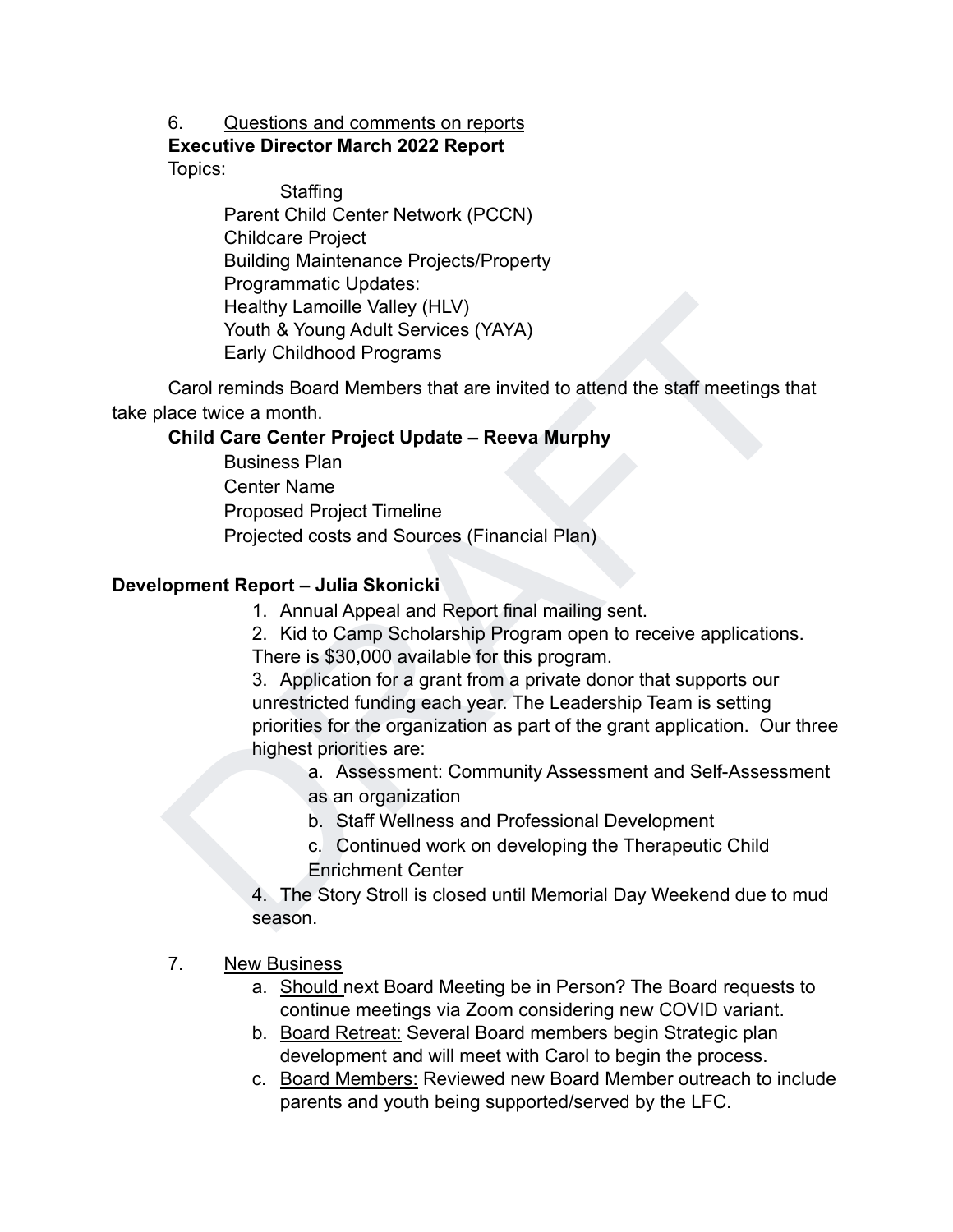6. Questions and comments on reports

**Executive Director March 2022 Report**

Topics:

- Staffing
- Parent Child Center Network (PCCN)
- Childcare Project
- Building Maintenance Projects/Property
- Programmatic Updates:
- Healthy Lamoille Valley (HLV)
- Youth & Young Adult Services (YAYA)
- Early Childhood Programs

Carol reminds Board Members that are invited to attend the staff meetings that take place twice a month.

**Child Care Center Project Update – Reeva Murphy**

- Business Plan
- Center Name
- Proposed Project Timeline
- Projected costs and Sources (Financial Plan)

**Development Report – Julia Skonicki**

1. Annual Appeal and Report final mailing sent.
2. Kid to Camp Scholarship Program open to receive applications. There is $30,000 available for this program.
3. Application for a grant from a private donor that supports our unrestricted funding each year. The Leadership Team is setting priorities for the organization as part of the grant application. Our three highest priorities are:
   a. Assessment: Community Assessment and Self-Assessment as an organization
   b. Staff Wellness and Professional Development
   c. Continued work on developing the Therapeutic Child Enrichment Center
4. The Story Stroll is closed until Memorial Day Weekend due to mud season.

7. New Business

   a. Should next Board Meeting be in Person? The Board requests to continue meetings via Zoom considering new COVID variant.
   b. Board Retreat: Several Board members begin Strategic plan development and will meet with Carol to begin the process.
   c. Board Members: Reviewed new Board Member outreach to include parents and youth being supported/served by the LFC.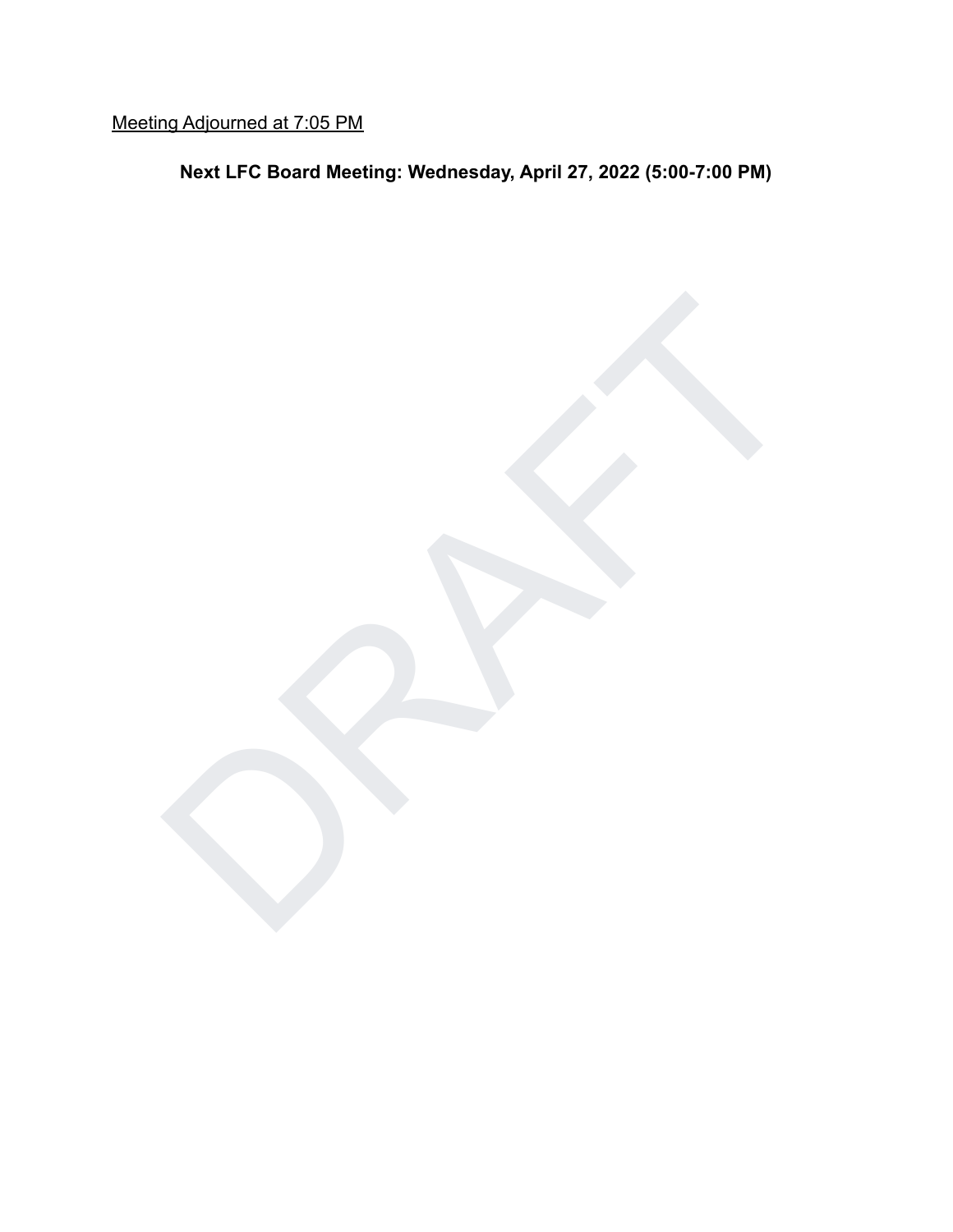<u>Meeting Adjourned at 7:05 PM</u>

**Next LFC Board Meeting: Wednesday, April 27, 2022 (5:00-7:00 PM)**

DRAFT